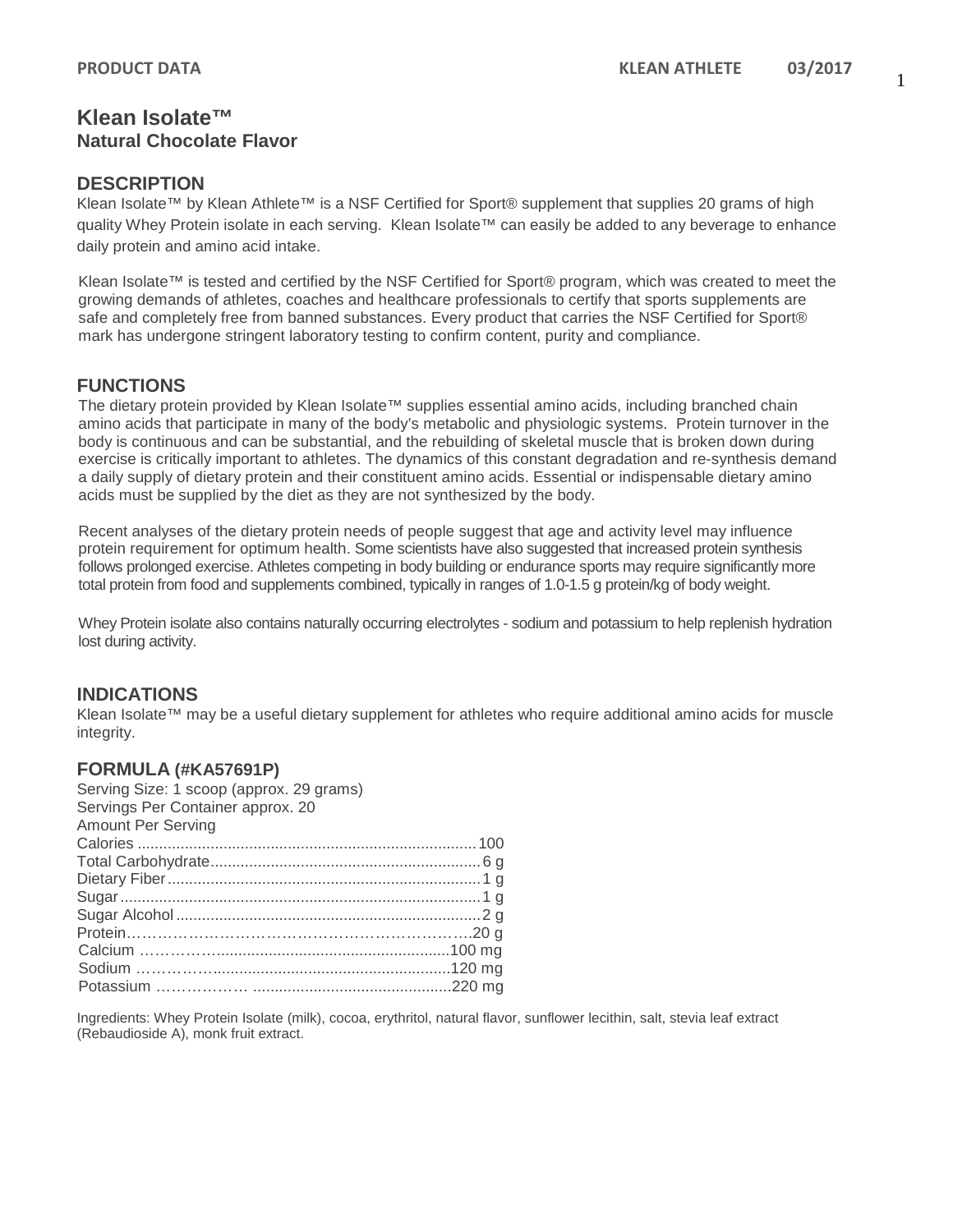# Klean Isolate™

**Natural Chocolate Flavor**

## DESCRIPTION

Klean Isolate™ by Klean Athlete™ is a NSF Certified for Sport® supplement that supplies 20 grams of high quality Whey Protein isolate in each serving. Klean Isolate™ can easily be added to any beverage to enhance daily protein and amino acid intake.

Klean Isolate™ is tested and certified by the NSF Certified for Sport® program, which was created to meet the growing demands of athletes, coaches and healthcare professionals to certify that sports supplements are safe and completely free from banned substances. Every product that carries the NSF Certified for Sport® mark has undergone stringent laboratory testing to confirm content, purity and compliance.

## FUNCTIONS

The dietary protein provided by Klean Isolate™ supplies essential amino acids, including branched chain amino acids that participate in many of the body's metabolic and physiologic systems. Protein turnover in the body is continuous and can be substantial, and the rebuilding of skeletal muscle that is broken down during exercise is critically important to athletes. The dynamics of this constant degradation and re-synthesis demand a daily supply of dietary protein and their constituent amino acids. Essential or indispensable dietary amino acids must be supplied by the diet as they are not synthesized by the body.

Recent analyses of the dietary protein needs of people suggest that age and activity level may influence protein requirement for optimum health. Some scientists have also suggested that increased protein synthesis follows prolonged exercise. Athletes competing in body building or endurance sports may require significantly more total protein from food and supplements combined, typically in ranges of 1.0-1.5 g protein/kg of body weight.

Whey Protein isolate also contains naturally occurring electrolytes - sodium and potassium to help replenish hydration lost during activity.

## INDICATIONS

Klean Isolate™ may be a useful dietary supplement for athletes who require additional amino acids for muscle integrity.

## FORMULA (#KA57691P)

Serving Size: 1 scoop (approx. 29 grams)
Servings Per Container approx. 20
Amount Per Serving

| Nutrient | Amount |
|---|---|
| Calories | 100 |
| Total Carbohydrate | 6 g |
| Dietary Fiber | 1 g |
| Sugar | 1 g |
| Sugar Alcohol | 2 g |
| Protein | 20 g |
| Calcium | 100 mg |
| Sodium | 120 mg |
| Potassium | 220 mg |

Ingredients: Whey Protein Isolate (milk), cocoa, erythritol, natural flavor, sunflower lecithin, salt, stevia leaf extract (Rebaudioside A), monk fruit extract.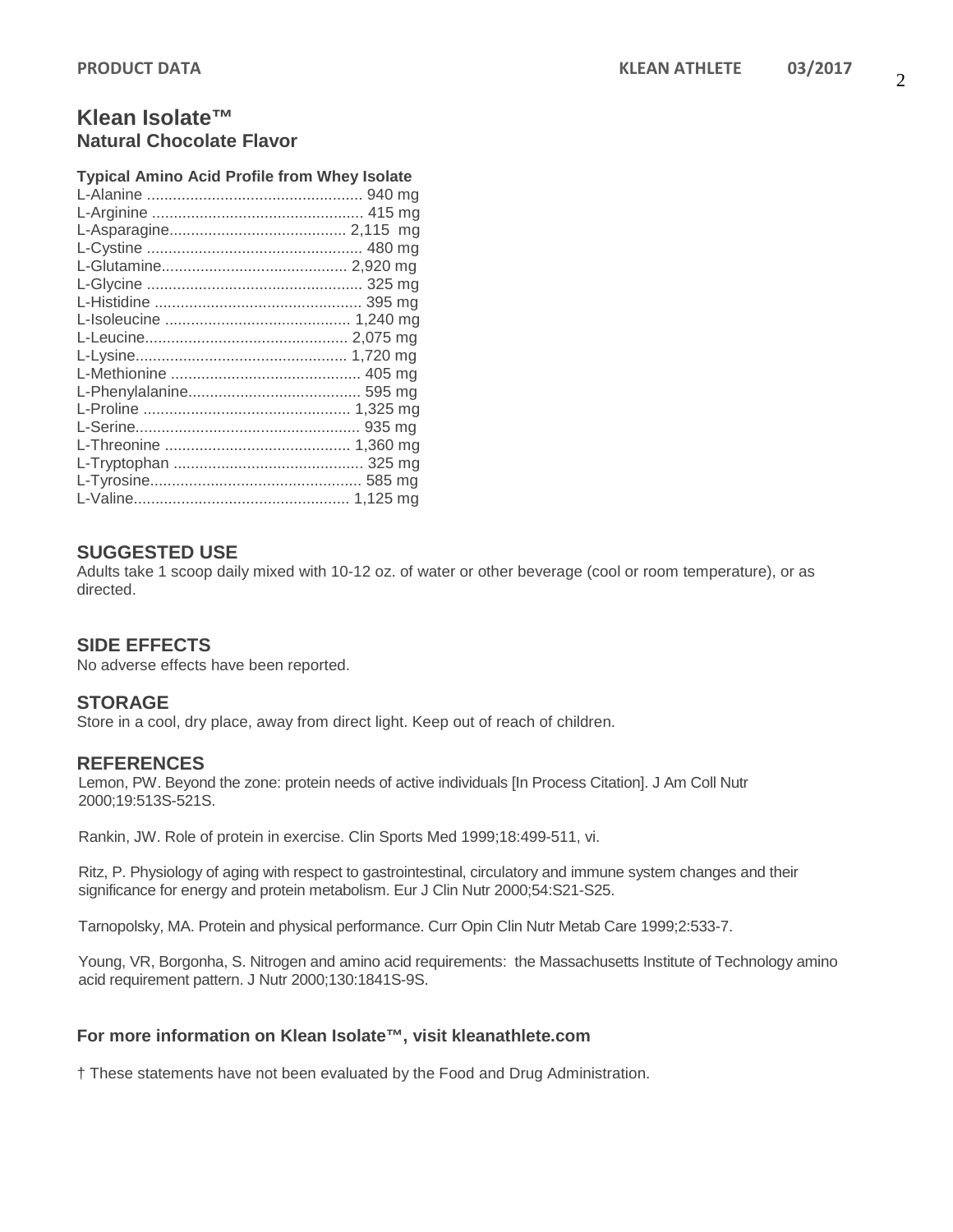## Klean Isolate™
### Natural Chocolate Flavor

**Typical Amino Acid Profile from Whey Isolate**

L-Alanine .................................................. 940 mg
L-Arginine ................................................. 415 mg
L-Asparagine......................................... 2,115 mg
L-Cystine .................................................. 480 mg
L-Glutamine........................................... 2,920 mg
L-Glycine .................................................. 325 mg
L-Histidine ................................................ 395 mg
L-Isoleucine ........................................... 1,240 mg
L-Leucine............................................... 2,075 mg
L-Lysine................................................. 1,720 mg
L-Methionine ............................................ 405 mg
L-Phenylalanine........................................ 595 mg
L-Proline ................................................ 1,325 mg
L-Serine.................................................... 935 mg
L-Threonine ........................................... 1,360 mg
L-Tryptophan ............................................ 325 mg
L-Tyrosine................................................. 585 mg
L-Valine.................................................. 1,125 mg

## SUGGESTED USE

Adults take 1 scoop daily mixed with 10-12 oz. of water or other beverage (cool or room temperature), or as directed.

## SIDE EFFECTS

No adverse effects have been reported.

## STORAGE

Store in a cool, dry place, away from direct light. Keep out of reach of children.

## REFERENCES

Lemon, PW. Beyond the zone: protein needs of active individuals [In Process Citation]. J Am Coll Nutr 2000;19:513S-521S.

Rankin, JW. Role of protein in exercise. Clin Sports Med 1999;18:499-511, vi.

Ritz, P. Physiology of aging with respect to gastrointestinal, circulatory and immune system changes and their significance for energy and protein metabolism. Eur J Clin Nutr 2000;54:S21-S25.

Tarnopolsky, MA. Protein and physical performance. Curr Opin Clin Nutr Metab Care 1999;2:533-7.

Young, VR, Borgonha, S. Nitrogen and amino acid requirements: the Massachusetts Institute of Technology amino acid requirement pattern. J Nutr 2000;130:1841S-9S.

**For more information on Klean Isolate™, visit kleanathlete.com**

† These statements have not been evaluated by the Food and Drug Administration.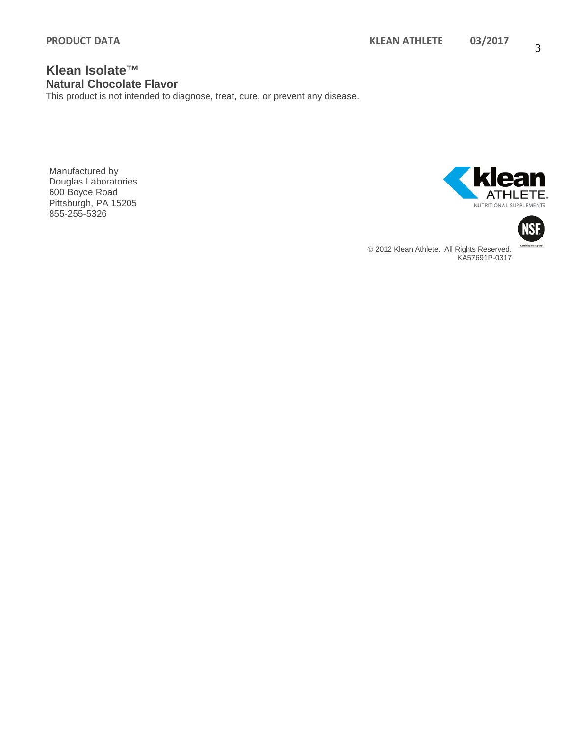# Klean Isolate™

## Natural Chocolate Flavor

This product is not intended to diagnose, treat, cure, or prevent any disease.

Manufactured by
Douglas Laboratories
600 Boyce Road
Pittsburgh, PA 15205
855-255-5326

© 2012 Klean Athlete. All Rights Reserved.
KA57691P-0317